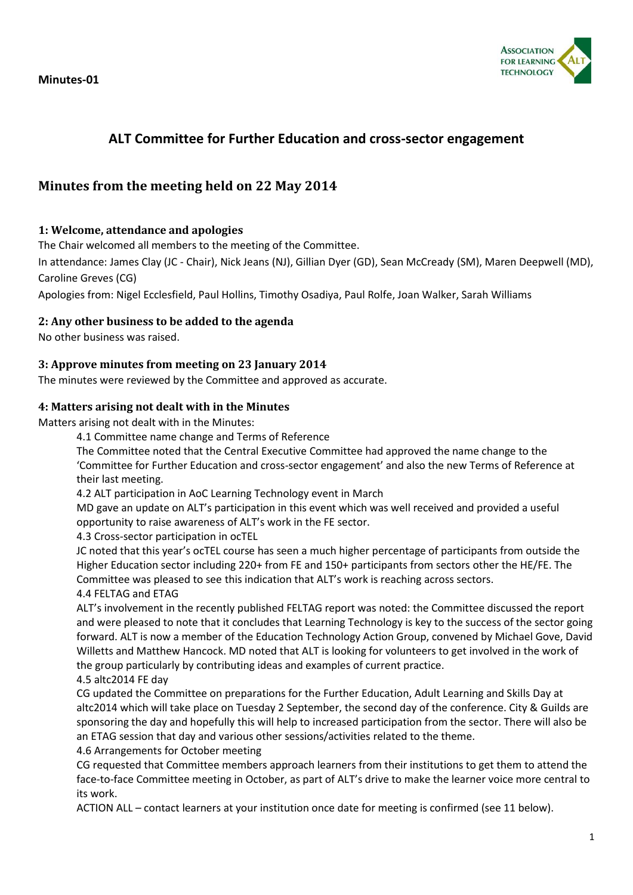**Minutes-01**

# ALT Committee for Further Education and cross-sector engagement

## Minutes from the meeting held on 22 May 2014

### 1: Welcome, attendance and apologies

The Chair welcomed all members to the meeting of the Committee.

In attendance: James Clay (JC - Chair), Nick Jeans (NJ), Gillian Dyer (GD), Sean McCready (SM), Maren Deepwell (MD), Caroline Greves (CG)

Apologies from: Nigel Ecclesfield, Paul Hollins, Timothy Osadiya, Paul Rolfe, Joan Walker, Sarah Williams

### 2: Any other business to be added to the agenda

No other business was raised.

### 3: Approve minutes from meeting on 23 January 2014

The minutes were reviewed by the Committee and approved as accurate.

### 4: Matters arising not dealt with in the Minutes

Matters arising not dealt with in the Minutes:

4.1 Committee name change and Terms of Reference

The Committee noted that the Central Executive Committee had approved the name change to the 'Committee for Further Education and cross-sector engagement' and also the new Terms of Reference at their last meeting.

4.2 ALT participation in AoC Learning Technology event in March

MD gave an update on ALT's participation in this event which was well received and provided a useful opportunity to raise awareness of ALT's work in the FE sector.

4.3 Cross-sector participation in ocTEL

JC noted that this year's ocTEL course has seen a much higher percentage of participants from outside the Higher Education sector including 220+ from FE and 150+ participants from sectors other the HE/FE. The Committee was pleased to see this indication that ALT's work is reaching across sectors.

4.4 FELTAG and ETAG

ALT's involvement in the recently published FELTAG report was noted: the Committee discussed the report and were pleased to note that it concludes that Learning Technology is key to the success of the sector going forward. ALT is now a member of the Education Technology Action Group, convened by Michael Gove, David Willetts and Matthew Hancock. MD noted that ALT is looking for volunteers to get involved in the work of the group particularly by contributing ideas and examples of current practice.

4.5 altc2014 FE day

CG updated the Committee on preparations for the Further Education, Adult Learning and Skills Day at altc2014 which will take place on Tuesday 2 September, the second day of the conference. City & Guilds are sponsoring the day and hopefully this will help to increased participation from the sector. There will also be an ETAG session that day and various other sessions/activities related to the theme.

4.6 Arrangements for October meeting

CG requested that Committee members approach learners from their institutions to get them to attend the face-to-face Committee meeting in October, as part of ALT's drive to make the learner voice more central to its work.

ACTION ALL – contact learners at your institution once date for meeting is confirmed (see 11 below).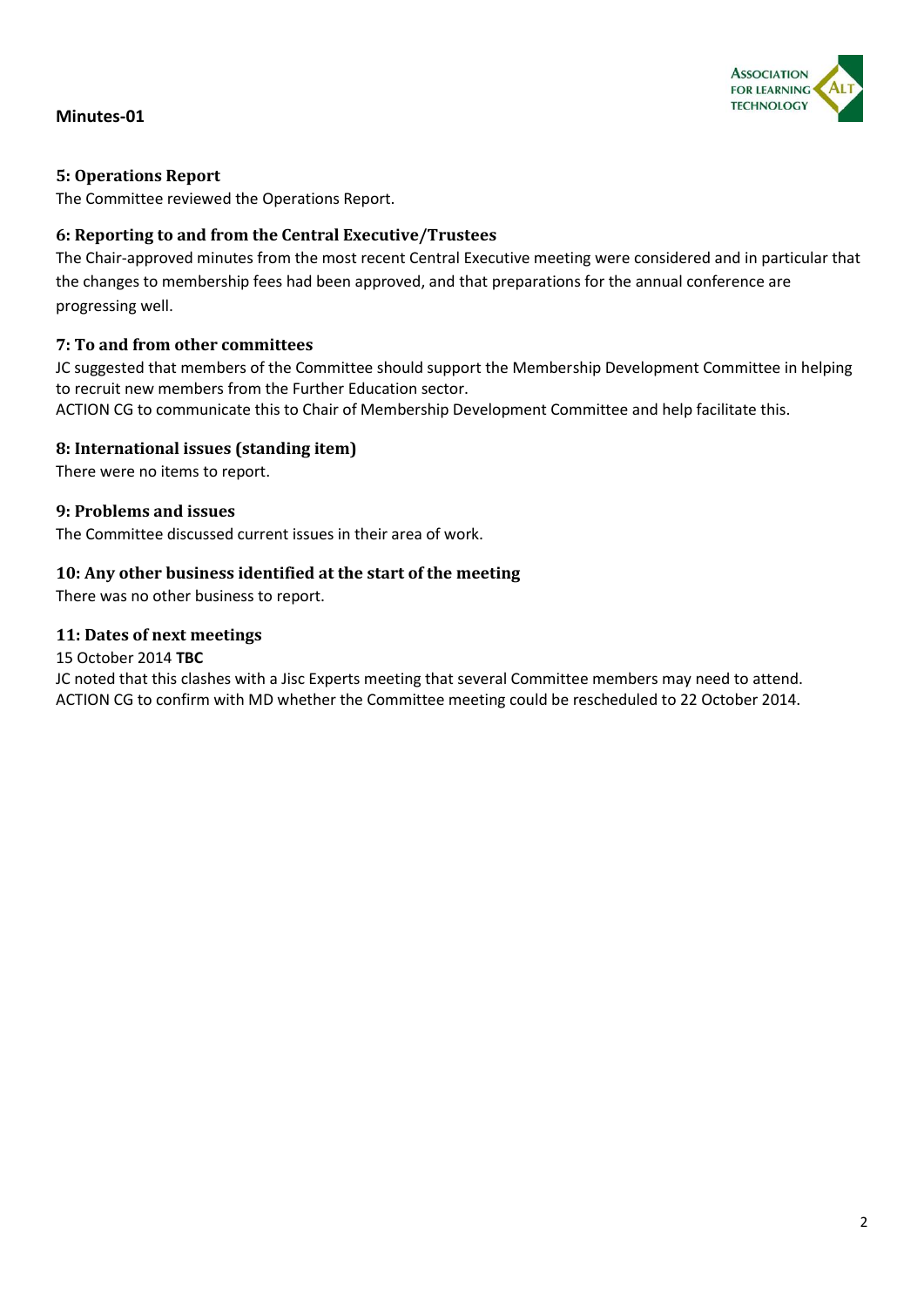**Minutes-01**

### 5: Operations Report

The Committee reviewed the Operations Report.

### 6: Reporting to and from the Central Executive/Trustees

The Chair-approved minutes from the most recent Central Executive meeting were considered and in particular that the changes to membership fees had been approved, and that preparations for the annual conference are progressing well.

### 7: To and from other committees

JC suggested that members of the Committee should support the Membership Development Committee in helping to recruit new members from the Further Education sector.
ACTION CG to communicate this to Chair of Membership Development Committee and help facilitate this.

### 8: International issues (standing item)

There were no items to report.

### 9: Problems and issues

The Committee discussed current issues in their area of work.

### 10: Any other business identified at the start of the meeting

There was no other business to report.

### 11: Dates of next meetings

15 October 2014 **TBC**
JC noted that this clashes with a Jisc Experts meeting that several Committee members may need to attend.
ACTION CG to confirm with MD whether the Committee meeting could be rescheduled to 22 October 2014.